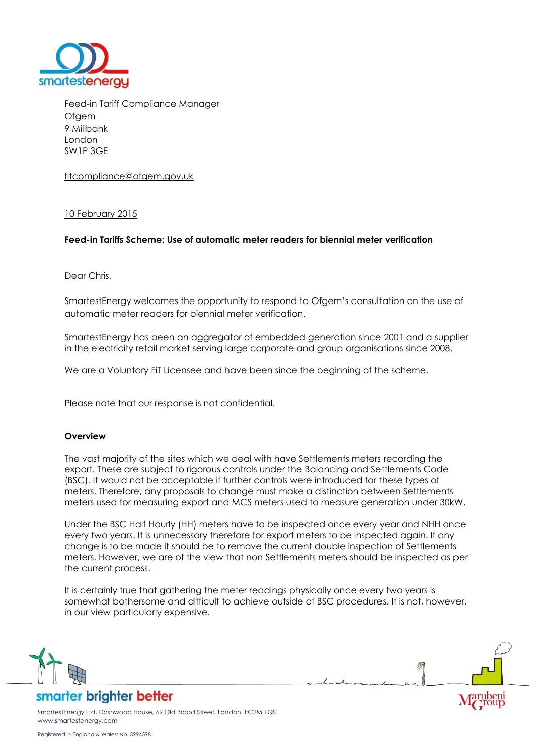Feed-in Tariff Compliance Manager
Ofgem
9 Millbank
London
SW1P 3GE

fitcompliance@ofgem.gov.uk

10 February 2015

**Feed-in Tariffs Scheme: Use of automatic meter readers for biennial meter verification**

Dear Chris,

SmartestEnergy welcomes the opportunity to respond to Ofgem's consultation on the use of automatic meter readers for biennial meter verification.

SmartestEnergy has been an aggregator of embedded generation since 2001 and a supplier in the electricity retail market serving large corporate and group organisations since 2008.

We are a Voluntary FiT Licensee and have been since the beginning of the scheme.

Please note that our response is not confidential.

**Overview**

The vast majority of the sites which we deal with have Settlements meters recording the export. These are subject to rigorous controls under the Balancing and Settlements Code (BSC). It would not be acceptable if further controls were introduced for these types of meters. Therefore, any proposals to change must make a distinction between Settlements meters used for measuring export and MCS meters used to measure generation under 30kW.

Under the BSC Half Hourly (HH) meters have to be inspected once every year and NHH once every two years. It is unnecessary therefore for export meters to be inspected again. If any change is to be made it should be to remove the current double inspection of Settlements meters. However, we are of the view that non Settlements meters should be inspected as per the current process.

It is certainly true that gathering the meter readings physically once every two years is somewhat bothersome and difficult to achieve outside of BSC procedures. It is not, however, in our view particularly expensive.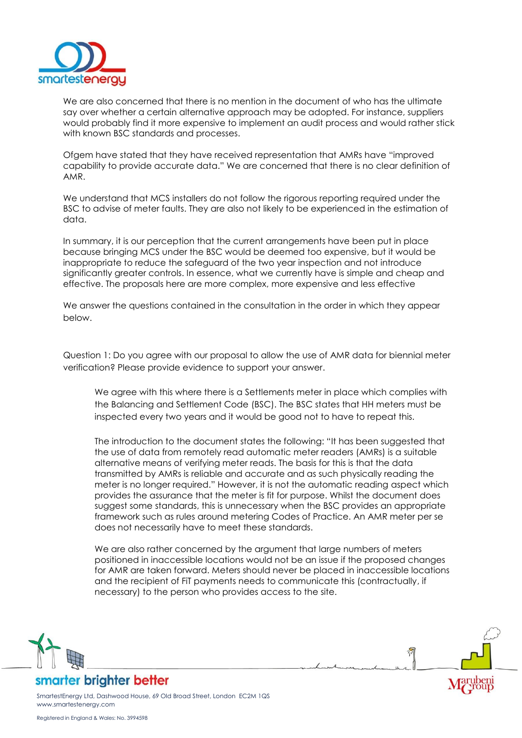We are also concerned that there is no mention in the document of who has the ultimate say over whether a certain alternative approach may be adopted. For instance, suppliers would probably find it more expensive to implement an audit process and would rather stick with known BSC standards and processes.

Ofgem have stated that they have received representation that AMRs have "improved capability to provide accurate data." We are concerned that there is no clear definition of AMR.

We understand that MCS installers do not follow the rigorous reporting required under the BSC to advise of meter faults. They are also not likely to be experienced in the estimation of data.

In summary, it is our perception that the current arrangements have been put in place because bringing MCS under the BSC would be deemed too expensive, but it would be inappropriate to reduce the safeguard of the two year inspection and not introduce significantly greater controls. In essence, what we currently have is simple and cheap and effective. The proposals here are more complex, more expensive and less effective

We answer the questions contained in the consultation in the order in which they appear below.

Question 1: Do you agree with our proposal to allow the use of AMR data for biennial meter verification? Please provide evidence to support your answer.

> We agree with this where there is a Settlements meter in place which complies with the Balancing and Settlement Code (BSC). The BSC states that HH meters must be inspected every two years and it would be good not to have to repeat this.
>
> The introduction to the document states the following: "It has been suggested that the use of data from remotely read automatic meter readers (AMRs) is a suitable alternative means of verifying meter reads. The basis for this is that the data transmitted by AMRs is reliable and accurate and as such physically reading the meter is no longer required." However, it is not the automatic reading aspect which provides the assurance that the meter is fit for purpose. Whilst the document does suggest some standards, this is unnecessary when the BSC provides an appropriate framework such as rules around metering Codes of Practice. An AMR meter per se does not necessarily have to meet these standards.
>
> We are also rather concerned by the argument that large numbers of meters positioned in inaccessible locations would not be an issue if the proposed changes for AMR are taken forward. Meters should never be placed in inaccessible locations and the recipient of FiT payments needs to communicate this (contractually, if necessary) to the person who provides access to the site.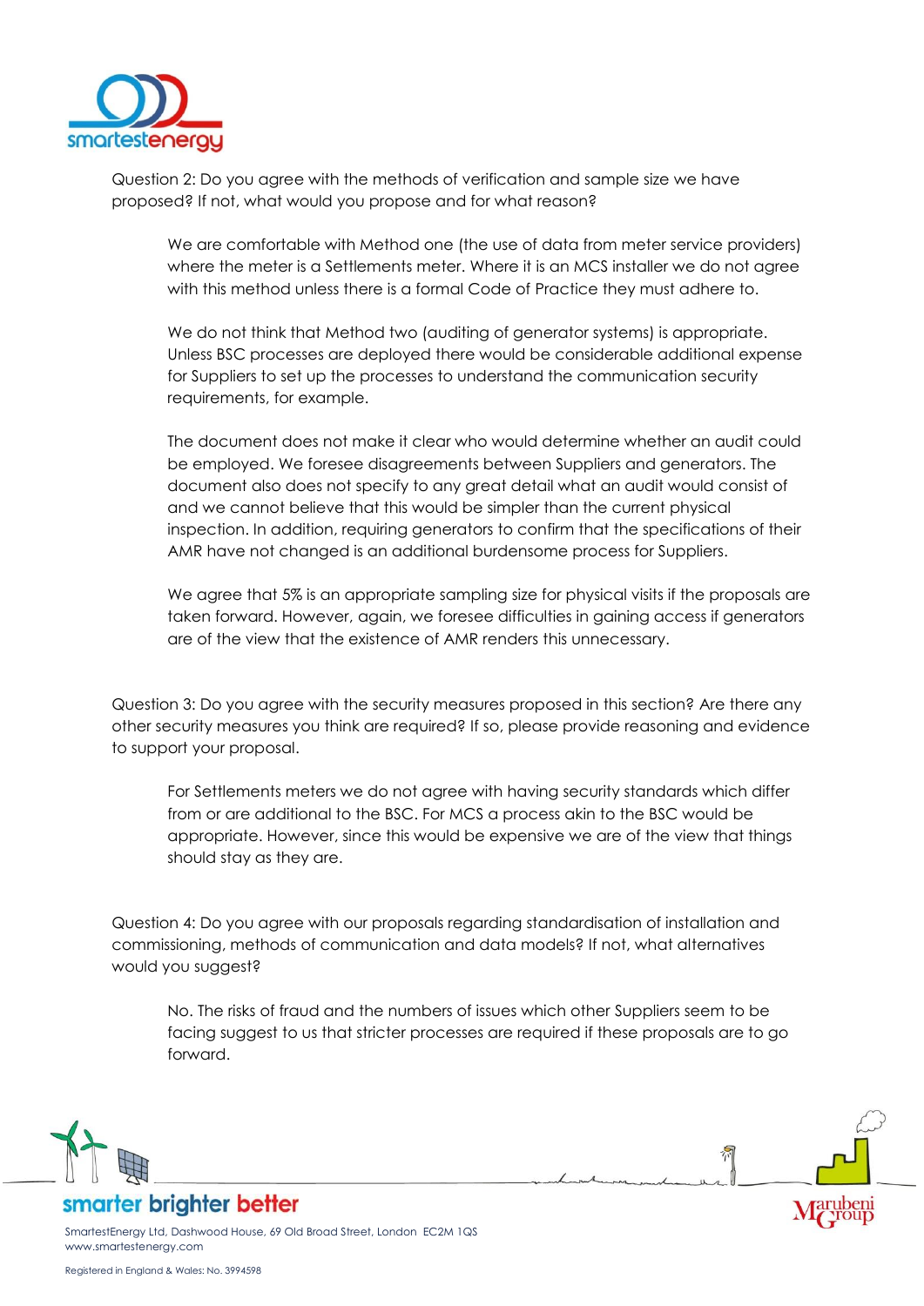Question 2: Do you agree with the methods of verification and sample size we have proposed? If not, what would you propose and for what reason?

> We are comfortable with Method one (the use of data from meter service providers) where the meter is a Settlements meter. Where it is an MCS installer we do not agree with this method unless there is a formal Code of Practice they must adhere to.
>
> We do not think that Method two (auditing of generator systems) is appropriate. Unless BSC processes are deployed there would be considerable additional expense for Suppliers to set up the processes to understand the communication security requirements, for example.
>
> The document does not make it clear who would determine whether an audit could be employed. We foresee disagreements between Suppliers and generators. The document also does not specify to any great detail what an audit would consist of and we cannot believe that this would be simpler than the current physical inspection. In addition, requiring generators to confirm that the specifications of their AMR have not changed is an additional burdensome process for Suppliers.
>
> We agree that 5% is an appropriate sampling size for physical visits if the proposals are taken forward. However, again, we foresee difficulties in gaining access if generators are of the view that the existence of AMR renders this unnecessary.

Question 3: Do you agree with the security measures proposed in this section? Are there any other security measures you think are required? If so, please provide reasoning and evidence to support your proposal.

> For Settlements meters we do not agree with having security standards which differ from or are additional to the BSC. For MCS a process akin to the BSC would be appropriate. However, since this would be expensive we are of the view that things should stay as they are.

Question 4: Do you agree with our proposals regarding standardisation of installation and commissioning, methods of communication and data models? If not, what alternatives would you suggest?

> No. The risks of fraud and the numbers of issues which other Suppliers seem to be facing suggest to us that stricter processes are required if these proposals are to go forward.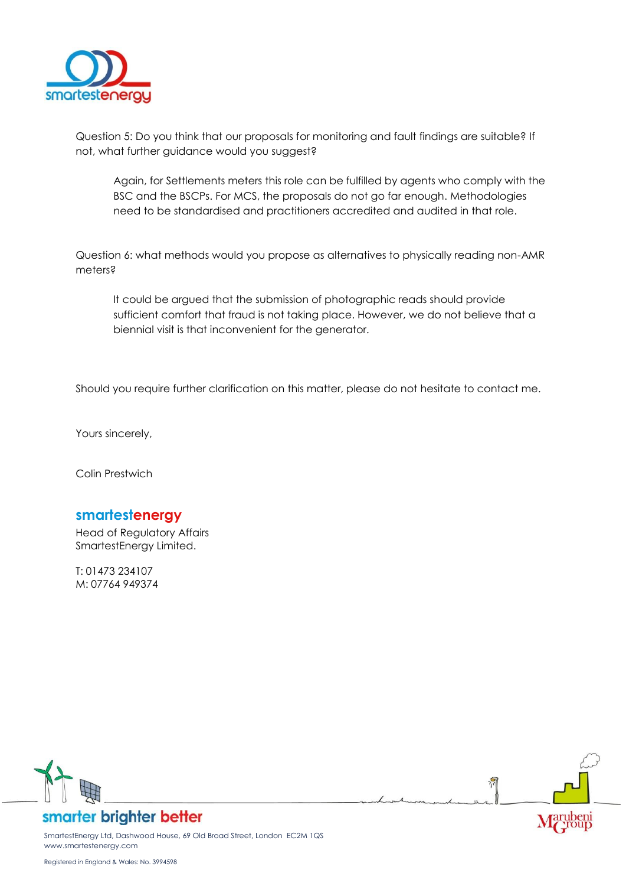Question 5: Do you think that our proposals for monitoring and fault findings are suitable? If not, what further guidance would you suggest?

> Again, for Settlements meters this role can be fulfilled by agents who comply with the BSC and the BSCPs. For MCS, the proposals do not go far enough. Methodologies need to be standardised and practitioners accredited and audited in that role.

Question 6: what methods would you propose as alternatives to physically reading non-AMR meters?

> It could be argued that the submission of photographic reads should provide sufficient comfort that fraud is not taking place. However, we do not believe that a biennial visit is that inconvenient for the generator.

Should you require further clarification on this matter, please do not hesitate to contact me.

Yours sincerely,

Colin Prestwich

**smartestenergy**
Head of Regulatory Affairs
SmartestEnergy Limited.

T: 01473 234107
M: 07764 949374

smarter brighter better

SmartestEnergy Ltd, Dashwood House, 69 Old Broad Street, London EC2M 1QS
www.smartestenergy.com

Registered in England & Wales: No. 3994598